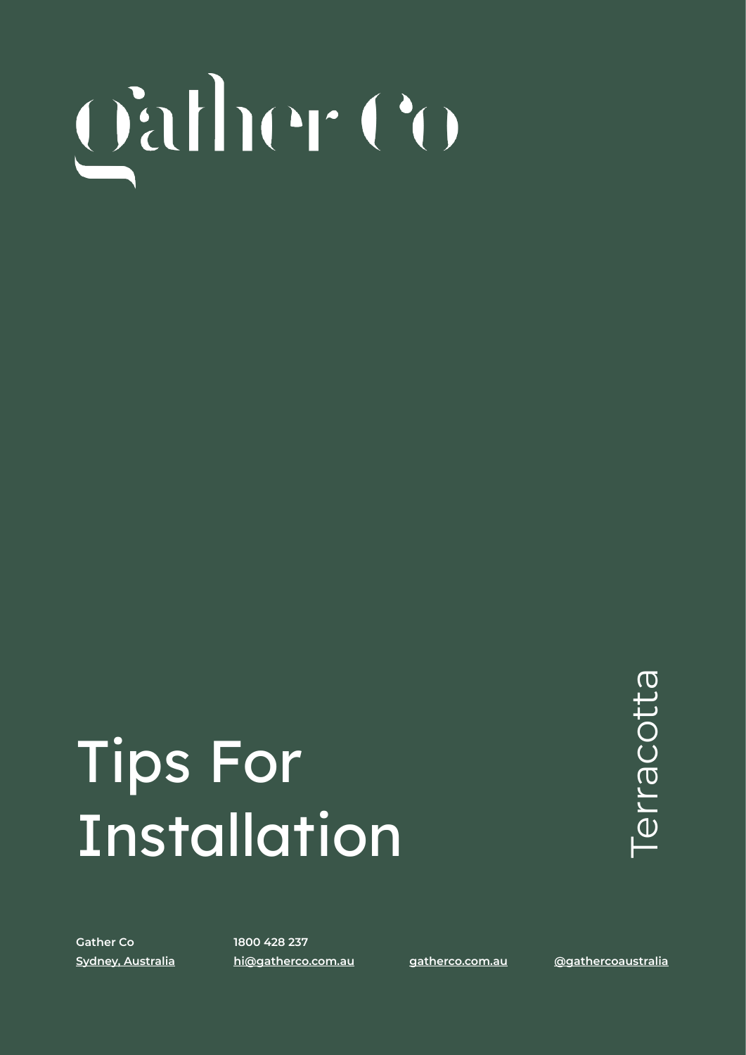# Gather Co

# Tips For Installation

Terracotta

**Gather Co**
Sydney, Australia

**1800 428 237**
hi@gatherco.com.au

gatherco.com.au

@gathercoaustralia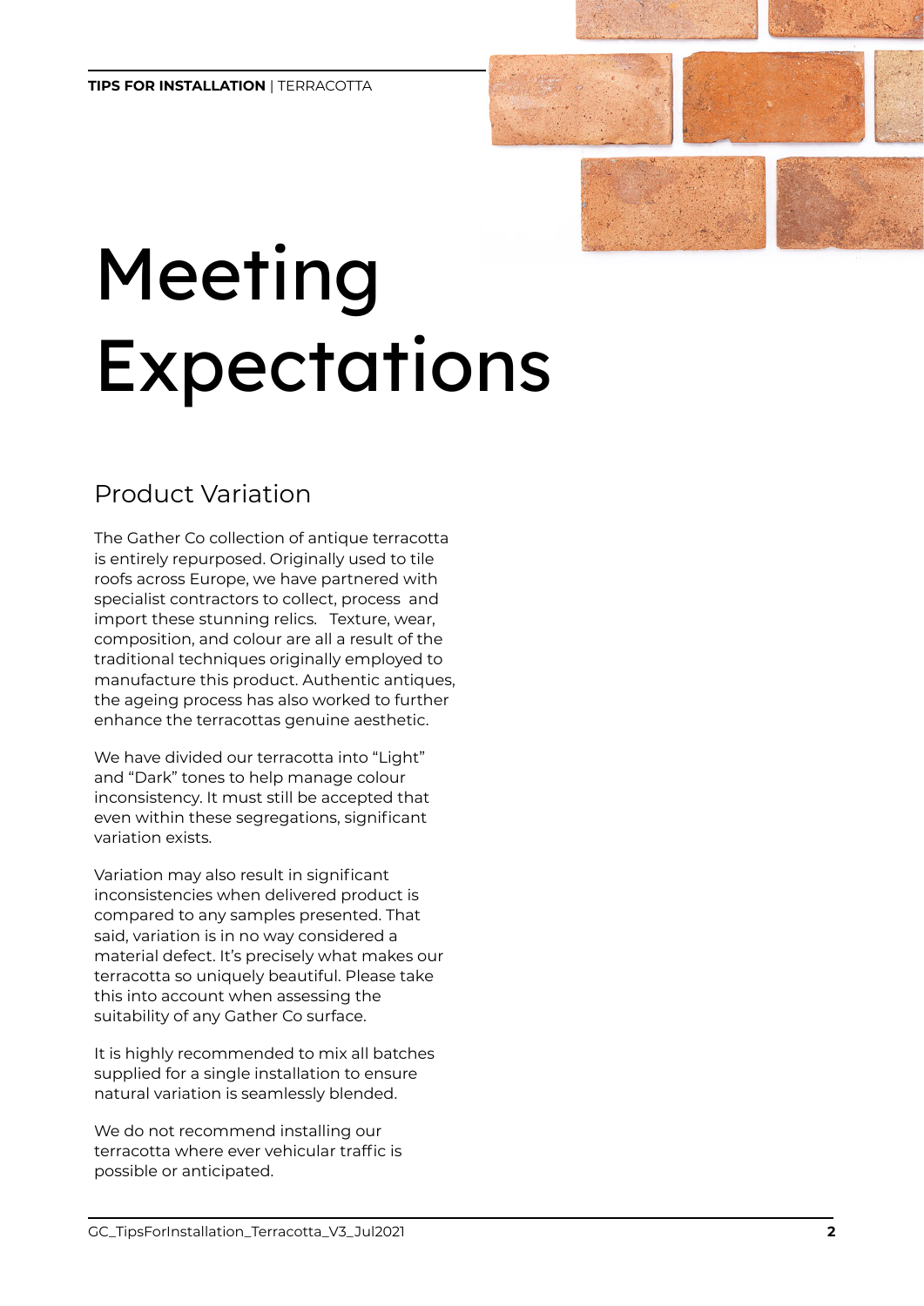# Meeting Expectations

## Product Variation

The Gather Co collection of antique terracotta is entirely repurposed. Originally used to tile roofs across Europe, we have partnered with specialist contractors to collect, process and import these stunning relics. Texture, wear, composition, and colour are all a result of the traditional techniques originally employed to manufacture this product. Authentic antiques, the ageing process has also worked to further enhance the terracottas genuine aesthetic.

We have divided our terracotta into "Light" and "Dark" tones to help manage colour inconsistency. It must still be accepted that even within these segregations, significant variation exists.

Variation may also result in significant inconsistencies when delivered product is compared to any samples presented. That said, variation is in no way considered a material defect. It's precisely what makes our terracotta so uniquely beautiful. Please take this into account when assessing the suitability of any Gather Co surface.

It is highly recommended to mix all batches supplied for a single installation to ensure natural variation is seamlessly blended.

We do not recommend installing our terracotta where ever vehicular traffic is possible or anticipated.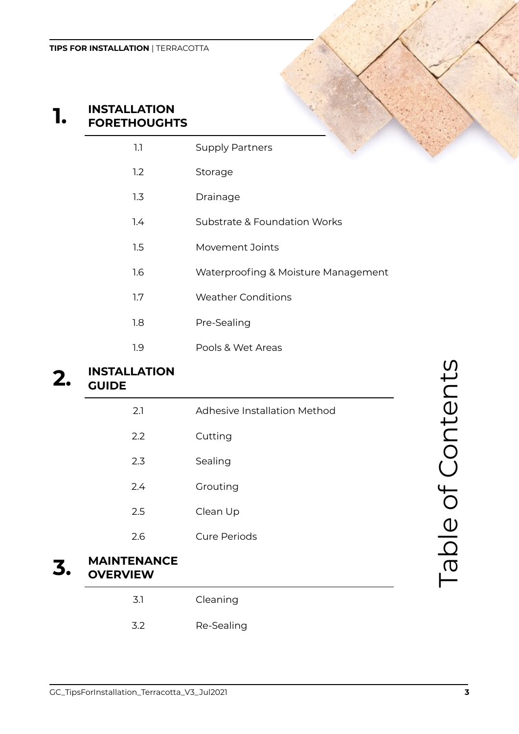# Table of Contents

## 1. INSTALLATION FORETHOUGHTS

| | |
|---|---|
| 1.1 | Supply Partners |
| 1.2 | Storage |
| 1.3 | Drainage |
| 1.4 | Substrate & Foundation Works |
| 1.5 | Movement Joints |
| 1.6 | Waterproofing & Moisture Management |
| 1.7 | Weather Conditions |
| 1.8 | Pre-Sealing |
| 1.9 | Pools & Wet Areas |

## 2. INSTALLATION GUIDE

| | |
|---|---|
| 2.1 | Adhesive Installation Method |
| 2.2 | Cutting |
| 2.3 | Sealing |
| 2.4 | Grouting |
| 2.5 | Clean Up |
| 2.6 | Cure Periods |

## 3. MAINTENANCE OVERVIEW

| | |
|---|---|
| 3.1 | Cleaning |
| 3.2 | Re-Sealing |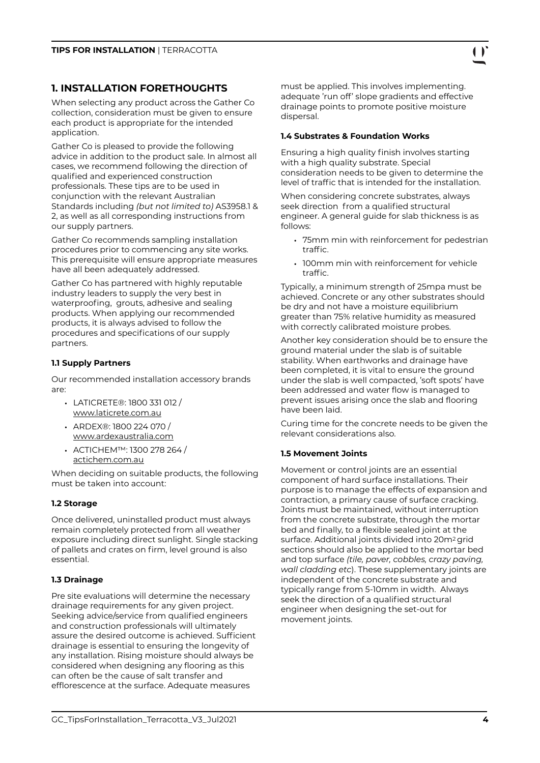## 1. INSTALLATION FORETHOUGHTS

When selecting any product across the Gather Co collection, consideration must be given to ensure each product is appropriate for the intended application.

Gather Co is pleased to provide the following advice in addition to the product sale. In almost all cases, we recommend following the direction of qualified and experienced construction professionals. These tips are to be used in conjunction with the relevant Australian Standards including *(but not limited to)* AS3958.1 & 2, as well as all corresponding instructions from our supply partners.

Gather Co recommends sampling installation procedures prior to commencing any site works. This prerequisite will ensure appropriate measures have all been adequately addressed.

Gather Co has partnered with highly reputable industry leaders to supply the very best in waterproofing, grouts, adhesive and sealing products. When applying our recommended products, it is always advised to follow the procedures and specifications of our supply partners.

### 1.1 Supply Partners

Our recommended installation accessory brands are:

- LATICRETE®: 1800 331 012 / www.laticrete.com.au
- ARDEX®: 1800 224 070 / www.ardexaustralia.com
- ACTICHEM™: 1300 278 264 / actichem.com.au

When deciding on suitable products, the following must be taken into account:

### 1.2 Storage

Once delivered, uninstalled product must always remain completely protected from all weather exposure including direct sunlight. Single stacking of pallets and crates on firm, level ground is also essential.

### 1.3 Drainage

Pre site evaluations will determine the necessary drainage requirements for any given project. Seeking advice/service from qualified engineers and construction professionals will ultimately assure the desired outcome is achieved. Sufficient drainage is essential to ensuring the longevity of any installation. Rising moisture should always be considered when designing any flooring as this can often be the cause of salt transfer and efflorescence at the surface. Adequate measures must be applied. This involves implementing. adequate 'run off' slope gradients and effective drainage points to promote positive moisture dispersal.

### 1.4 Substrates & Foundation Works

Ensuring a high quality finish involves starting with a high quality substrate. Special consideration needs to be given to determine the level of traffic that is intended for the installation.

When considering concrete substrates, always seek direction from a qualified structural engineer. A general guide for slab thickness is as follows:

- 75mm min with reinforcement for pedestrian traffic.
- 100mm min with reinforcement for vehicle traffic.

Typically, a minimum strength of 25mpa must be achieved. Concrete or any other substrates should be dry and not have a moisture equilibrium greater than 75% relative humidity as measured with correctly calibrated moisture probes.

Another key consideration should be to ensure the ground material under the slab is of suitable stability. When earthworks and drainage have been completed, it is vital to ensure the ground under the slab is well compacted, 'soft spots' have been addressed and water flow is managed to prevent issues arising once the slab and flooring have been laid.

Curing time for the concrete needs to be given the relevant considerations also.

### 1.5 Movement Joints

Movement or control joints are an essential component of hard surface installations. Their purpose is to manage the effects of expansion and contraction, a primary cause of surface cracking. Joints must be maintained, without interruption from the concrete substrate, through the mortar bed and finally, to a flexible sealed joint at the surface. Additional joints divided into 20m$^2$ grid sections should also be applied to the mortar bed and top surface *(tile, paver, cobbles, crazy paving, wall cladding etc*). These supplementary joints are independent of the concrete substrate and typically range from 5-10mm in width. Always seek the direction of a qualified structural engineer when designing the set-out for movement joints.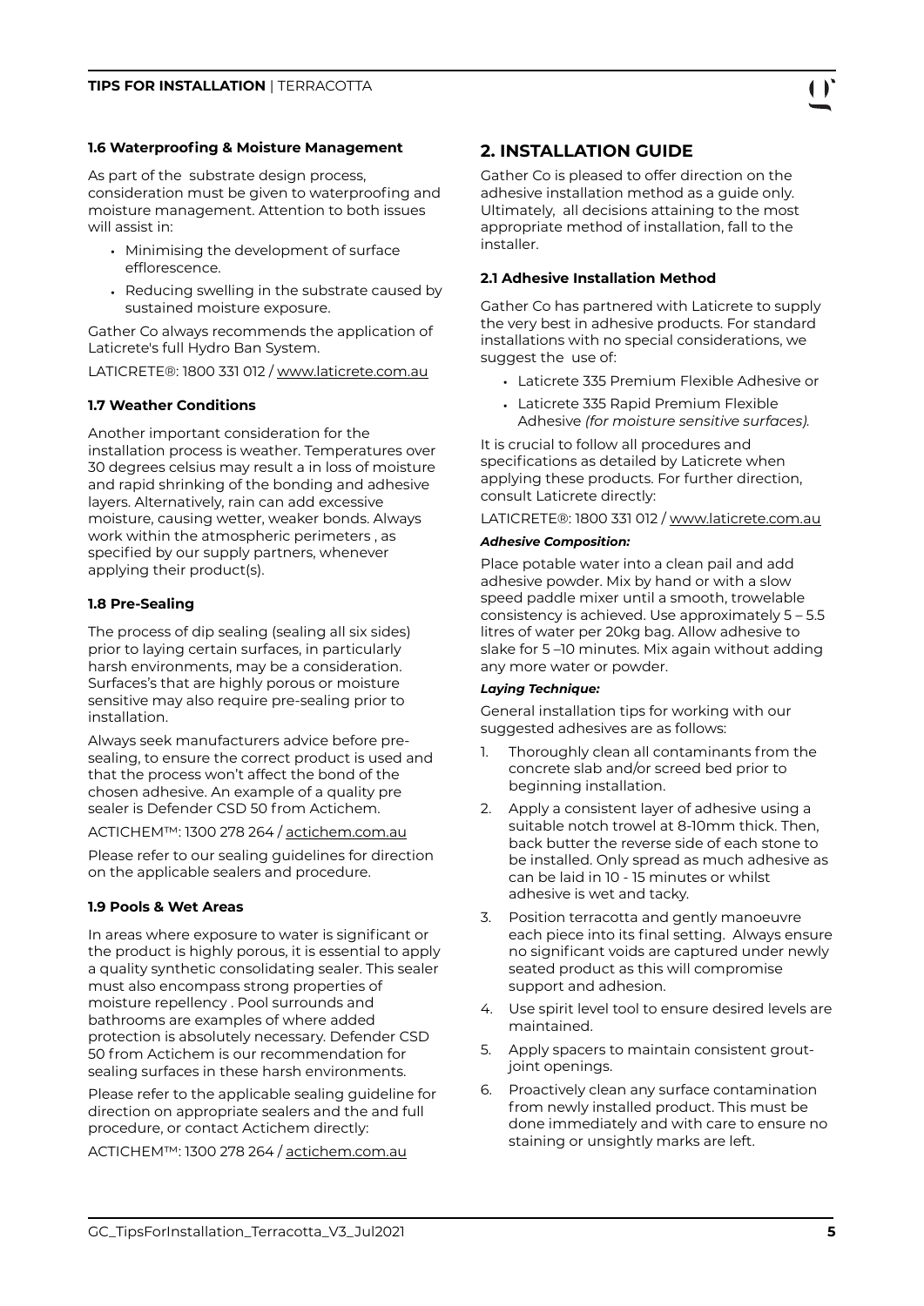### 1.6 Waterproofing & Moisture Management

As part of the substrate design process, consideration must be given to waterproofing and moisture management. Attention to both issues will assist in:

- Minimising the development of surface efflorescence.
- Reducing swelling in the substrate caused by sustained moisture exposure.

Gather Co always recommends the application of Laticrete's full Hydro Ban System.

LATICRETE®: 1800 331 012 / www.laticrete.com.au

### 1.7 Weather Conditions

Another important consideration for the installation process is weather. Temperatures over 30 degrees celsius may result a in loss of moisture and rapid shrinking of the bonding and adhesive layers. Alternatively, rain can add excessive moisture, causing wetter, weaker bonds. Always work within the atmospheric perimeters , as specified by our supply partners, whenever applying their product(s).

### 1.8 Pre-Sealing

The process of dip sealing (sealing all six sides) prior to laying certain surfaces, in particularly harsh environments, may be a consideration. Surfaces's that are highly porous or moisture sensitive may also require pre-sealing prior to installation.

Always seek manufacturers advice before pre-sealing, to ensure the correct product is used and that the process won't affect the bond of the chosen adhesive. An example of a quality pre sealer is Defender CSD 50 from Actichem.

ACTICHEM™: 1300 278 264 / actichem.com.au

Please refer to our sealing guidelines for direction on the applicable sealers and procedure.

### 1.9 Pools & Wet Areas

In areas where exposure to water is significant or the product is highly porous, it is essential to apply a quality synthetic consolidating sealer. This sealer must also encompass strong properties of moisture repellency . Pool surrounds and bathrooms are examples of where added protection is absolutely necessary. Defender CSD 50 from Actichem is our recommendation for sealing surfaces in these harsh environments.

Please refer to the applicable sealing guideline for direction on appropriate sealers and the and full procedure, or contact Actichem directly:

ACTICHEM™: 1300 278 264 / actichem.com.au

## 2. INSTALLATION GUIDE

Gather Co is pleased to offer direction on the adhesive installation method as a guide only. Ultimately, all decisions attaining to the most appropriate method of installation, fall to the installer.

### 2.1 Adhesive Installation Method

Gather Co has partnered with Laticrete to supply the very best in adhesive products. For standard installations with no special considerations, we suggest the use of:

- Laticrete 335 Premium Flexible Adhesive or
- Laticrete 335 Rapid Premium Flexible Adhesive *(for moisture sensitive surfaces).*

It is crucial to follow all procedures and specifications as detailed by Laticrete when applying these products. For further direction, consult Laticrete directly:

LATICRETE®: 1800 331 012 / www.laticrete.com.au

***Adhesive Composition:***

Place potable water into a clean pail and add adhesive powder. Mix by hand or with a slow speed paddle mixer until a smooth, trowelable consistency is achieved. Use approximately 5 – 5.5 litres of water per 20kg bag. Allow adhesive to slake for 5 –10 minutes. Mix again without adding any more water or powder.

***Laying Technique:***

General installation tips for working with our suggested adhesives are as follows:

1. Thoroughly clean all contaminants from the concrete slab and/or screed bed prior to beginning installation.
2. Apply a consistent layer of adhesive using a suitable notch trowel at 8-10mm thick. Then, back butter the reverse side of each stone to be installed. Only spread as much adhesive as can be laid in 10 - 15 minutes or whilst adhesive is wet and tacky.
3. Position terracotta and gently manoeuvre each piece into its final setting. Always ensure no significant voids are captured under newly seated product as this will compromise support and adhesion.
4. Use spirit level tool to ensure desired levels are maintained.
5. Apply spacers to maintain consistent grout-joint openings.
6. Proactively clean any surface contamination from newly installed product. This must be done immediately and with care to ensure no staining or unsightly marks are left.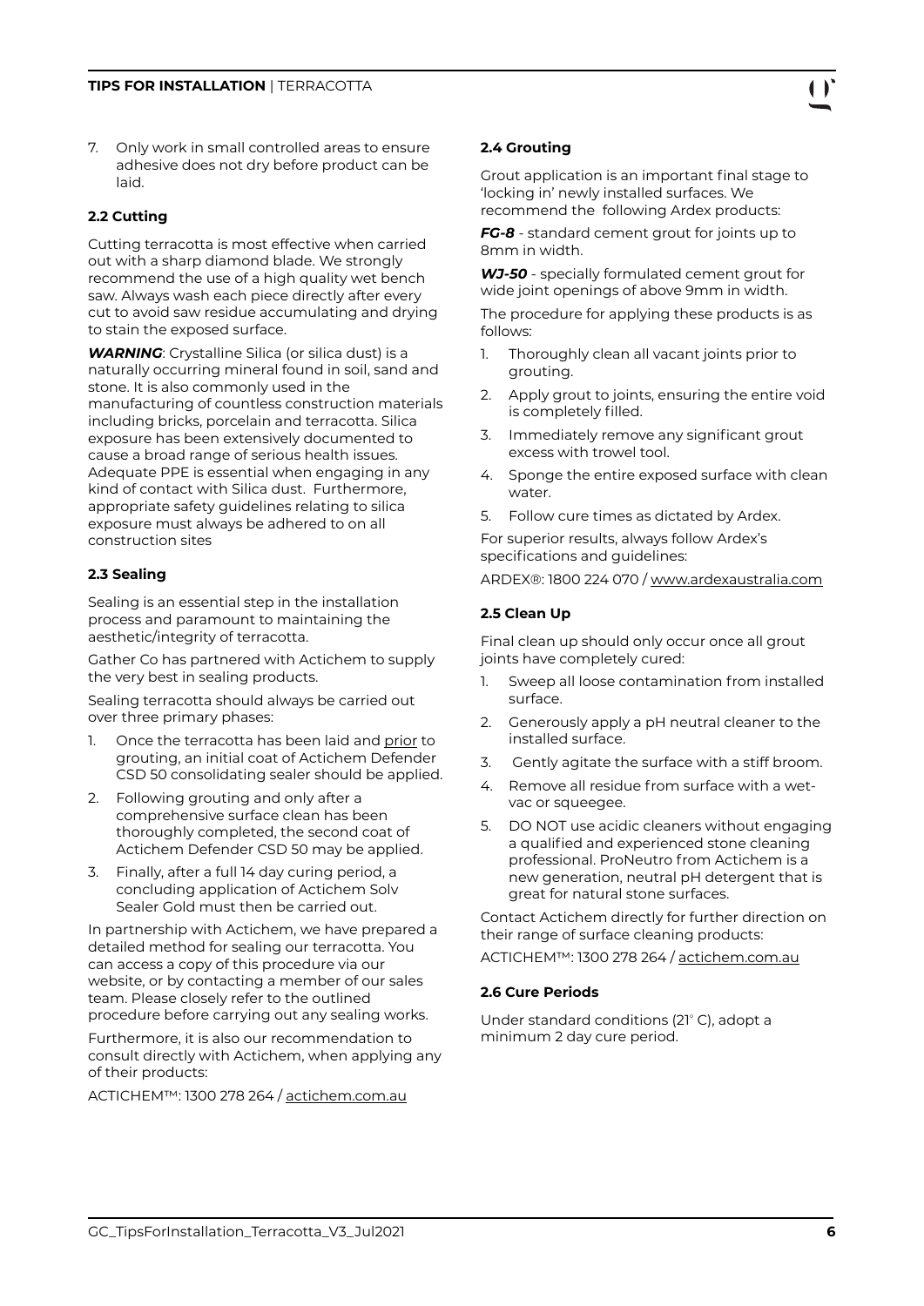7. Only work in small controlled areas to ensure adhesive does not dry before product can be laid.

### 2.2 Cutting

Cutting terracotta is most effective when carried out with a sharp diamond blade. We strongly recommend the use of a high quality wet bench saw. Always wash each piece directly after every cut to avoid saw residue accumulating and drying to stain the exposed surface.

***WARNING***: Crystalline Silica (or silica dust) is a naturally occurring mineral found in soil, sand and stone. It is also commonly used in the manufacturing of countless construction materials including bricks, porcelain and terracotta. Silica exposure has been extensively documented to cause a broad range of serious health issues. Adequate PPE is essential when engaging in any kind of contact with Silica dust. Furthermore, appropriate safety guidelines relating to silica exposure must always be adhered to on all construction sites

### 2.3 Sealing

Sealing is an essential step in the installation process and paramount to maintaining the aesthetic/integrity of terracotta.

Gather Co has partnered with Actichem to supply the very best in sealing products.

Sealing terracotta should always be carried out over three primary phases:

1. Once the terracotta has been laid and prior to grouting, an initial coat of Actichem Defender CSD 50 consolidating sealer should be applied.
2. Following grouting and only after a comprehensive surface clean has been thoroughly completed, the second coat of Actichem Defender CSD 50 may be applied.
3. Finally, after a full 14 day curing period, a concluding application of Actichem Solv Sealer Gold must then be carried out.

In partnership with Actichem, we have prepared a detailed method for sealing our terracotta. You can access a copy of this procedure via our website, or by contacting a member of our sales team. Please closely refer to the outlined procedure before carrying out any sealing works.

Furthermore, it is also our recommendation to consult directly with Actichem, when applying any of their products:

ACTICHEM™: 1300 278 264 / actichem.com.au

### 2.4 Grouting

Grout application is an important final stage to 'locking in' newly installed surfaces. We recommend the following Ardex products:

***FG-8*** - standard cement grout for joints up to 8mm in width.

***WJ-50*** - specially formulated cement grout for wide joint openings of above 9mm in width.

The procedure for applying these products is as follows:

1. Thoroughly clean all vacant joints prior to grouting.
2. Apply grout to joints, ensuring the entire void is completely filled.
3. Immediately remove any significant grout excess with trowel tool.
4. Sponge the entire exposed surface with clean water.
5. Follow cure times as dictated by Ardex.

For superior results, always follow Ardex's specifications and guidelines:

ARDEX®: 1800 224 070 / www.ardexaustralia.com

### 2.5 Clean Up

Final clean up should only occur once all grout joints have completely cured:

1. Sweep all loose contamination from installed surface.
2. Generously apply a pH neutral cleaner to the installed surface.
3. Gently agitate the surface with a stiff broom.
4. Remove all residue from surface with a wet-vac or squeegee.
5. DO NOT use acidic cleaners without engaging a qualified and experienced stone cleaning professional. ProNeutro from Actichem is a new generation, neutral pH detergent that is great for natural stone surfaces.

Contact Actichem directly for further direction on their range of surface cleaning products:

ACTICHEM™: 1300 278 264 / actichem.com.au

### 2.6 Cure Periods

Under standard conditions (21° C), adopt a minimum 2 day cure period.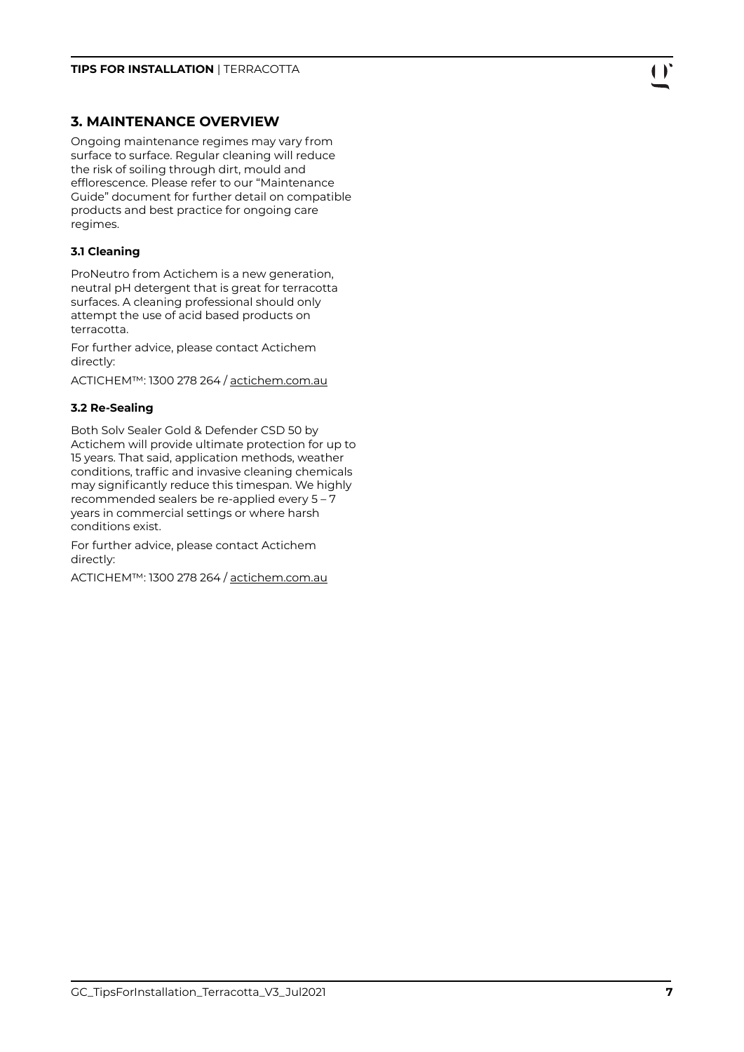## 3. MAINTENANCE OVERVIEW

Ongoing maintenance regimes may vary from surface to surface. Regular cleaning will reduce the risk of soiling through dirt, mould and efflorescence. Please refer to our "Maintenance Guide" document for further detail on compatible products and best practice for ongoing care regimes.

### 3.1 Cleaning

ProNeutro from Actichem is a new generation, neutral pH detergent that is great for terracotta surfaces. A cleaning professional should only attempt the use of acid based products on terracotta.

For further advice, please contact Actichem directly:

ACTICHEM™: 1300 278 264 / actichem.com.au

### 3.2 Re-Sealing

Both Solv Sealer Gold & Defender CSD 50 by Actichem will provide ultimate protection for up to 15 years. That said, application methods, weather conditions, traffic and invasive cleaning chemicals may significantly reduce this timespan. We highly recommended sealers be re-applied every 5 – 7 years in commercial settings or where harsh conditions exist.

For further advice, please contact Actichem directly:

ACTICHEM™: 1300 278 264 / actichem.com.au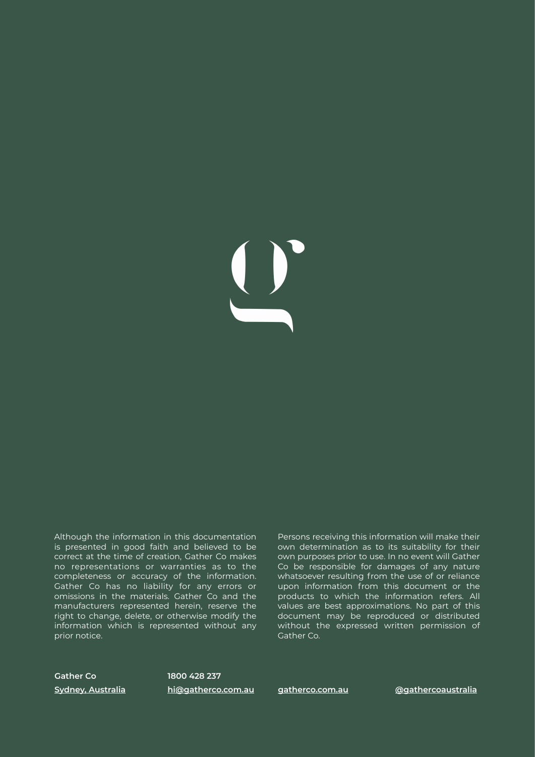Although the information in this documentation is presented in good faith and believed to be correct at the time of creation, Gather Co makes no representations or warranties as to the completeness or accuracy of the information. Gather Co has no liability for any errors or omissions in the materials. Gather Co and the manufacturers represented herein, reserve the right to change, delete, or otherwise modify the information which is represented without any prior notice.

Persons receiving this information will make their own determination as to its suitability for their own purposes prior to use. In no event will Gather Co be responsible for damages of any nature whatsoever resulting from the use of or reliance upon information from this document or the products to which the information refers. All values are best approximations. No part of this document may be reproduced or distributed without the expressed written permission of Gather Co.

**Gather Co**
**Sydney, Australia**

**1800 428 237**
**hi@gatherco.com.au**

**gatherco.com.au**

**@gathercoaustralia**